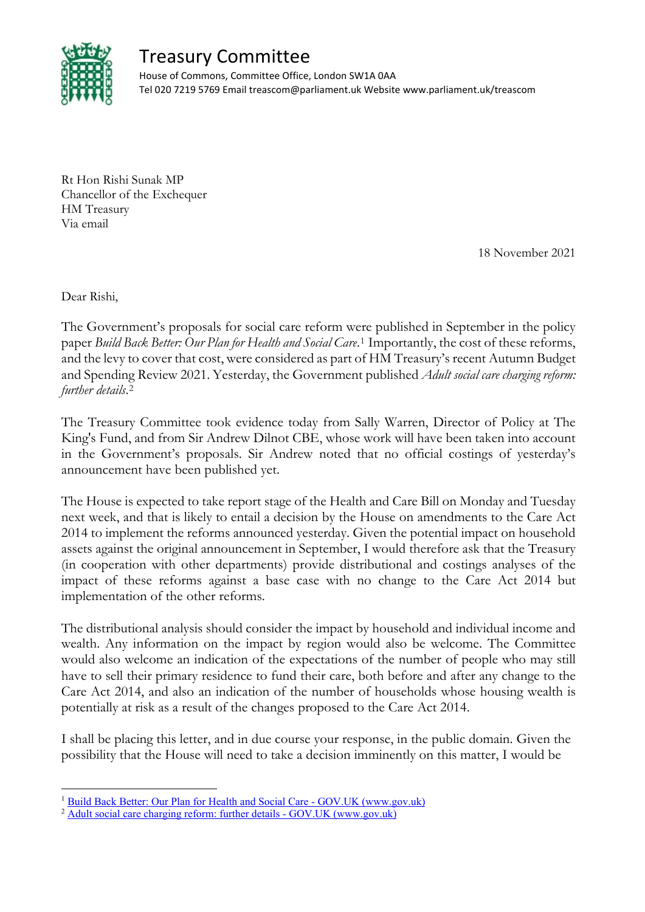# Treasury Committee

House of Commons, Committee Office, London SW1A 0AA
Tel 020 7219 5769 Email treascom@parliament.uk Website www.parliament.uk/treascom

Rt Hon Rishi Sunak MP
Chancellor of the Exchequer
HM Treasury
Via email

18 November 2021

Dear Rishi,

The Government's proposals for social care reform were published in September in the policy paper *Build Back Better: Our Plan for Health and Social Care*.[1] Importantly, the cost of these reforms, and the levy to cover that cost, were considered as part of HM Treasury's recent Autumn Budget and Spending Review 2021. Yesterday, the Government published *Adult social care charging reform: further details*.[2]

The Treasury Committee took evidence today from Sally Warren, Director of Policy at The King's Fund, and from Sir Andrew Dilnot CBE, whose work will have been taken into account in the Government's proposals. Sir Andrew noted that no official costings of yesterday's announcement have been published yet.

The House is expected to take report stage of the Health and Care Bill on Monday and Tuesday next week, and that is likely to entail a decision by the House on amendments to the Care Act 2014 to implement the reforms announced yesterday. Given the potential impact on household assets against the original announcement in September, I would therefore ask that the Treasury (in cooperation with other departments) provide distributional and costings analyses of the impact of these reforms against a base case with no change to the Care Act 2014 but implementation of the other reforms.

The distributional analysis should consider the impact by household and individual income and wealth. Any information on the impact by region would also be welcome. The Committee would also welcome an indication of the expectations of the number of people who may still have to sell their primary residence to fund their care, both before and after any change to the Care Act 2014, and also an indication of the number of households whose housing wealth is potentially at risk as a result of the changes proposed to the Care Act 2014.

I shall be placing this letter, and in due course your response, in the public domain. Given the possibility that the House will need to take a decision imminently on this matter, I would be

---

[1] Build Back Better: Our Plan for Health and Social Care - GOV.UK (www.gov.uk)

[2] Adult social care charging reform: further details - GOV.UK (www.gov.uk)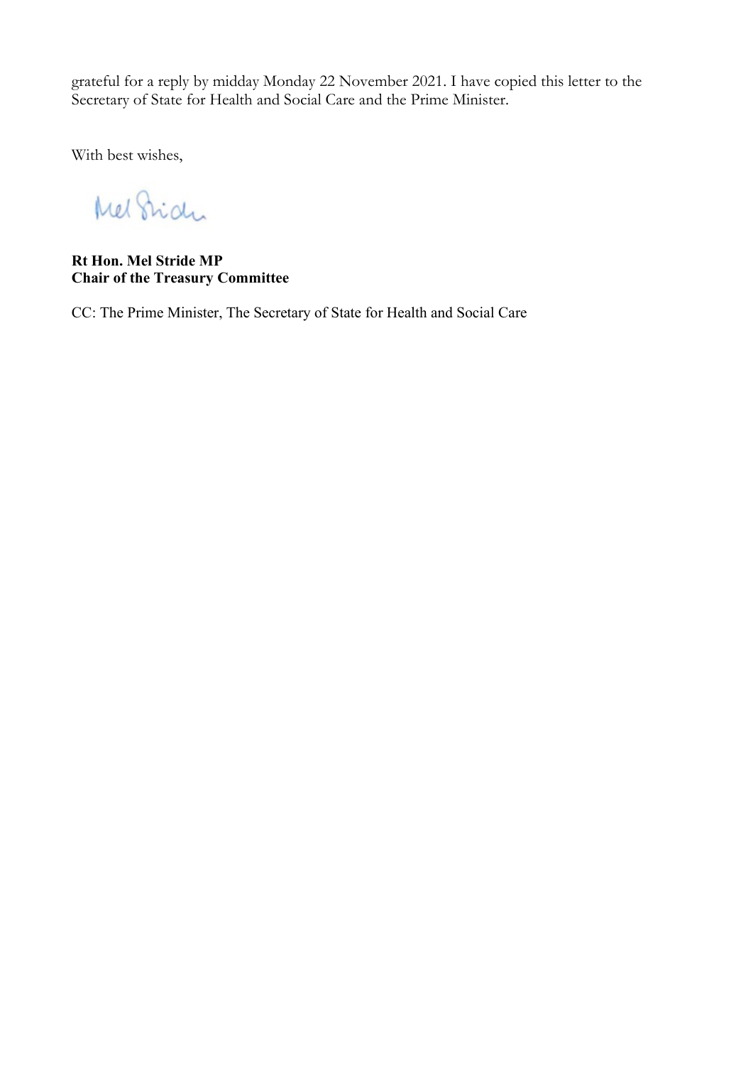grateful for a reply by midday Monday 22 November 2021. I have copied this letter to the Secretary of State for Health and Social Care and the Prime Minister.

With best wishes,

Mel Stride

**Rt Hon. Mel Stride MP**
**Chair of the Treasury Committee**

CC: The Prime Minister, The Secretary of State for Health and Social Care